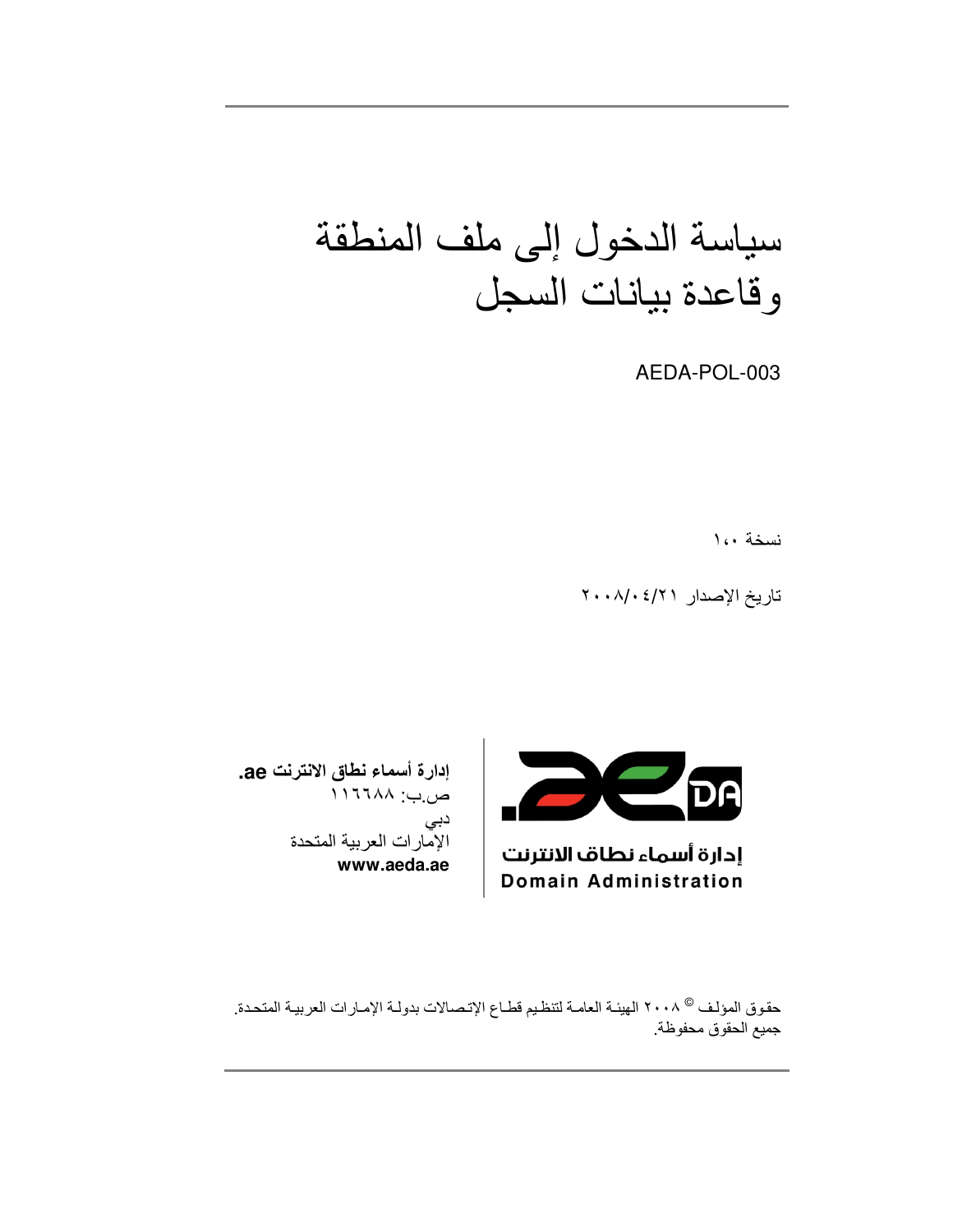# سياسة الدخول إلى ملف المنطقة وقاعدة بيانات السجل

AEDA-POL-003

نسخة ١،٠

تاريخ الإصدار ٢٠٠٨/٠٤/٢١

**إدارة أسماء نطاق الانترنت ae.**
ص.ب: ١١٦٦٨٨
دبي
الإمارات العربية المتحدة
**www.aeda.ae**

إدارة أسماء نطاق الانترنت
**Domain Administration**

حقوق المؤلف © ٢٠٠٨ الهيئة العامة لتنظيم قطاع الإتصالات بدولة الإمارات العربية المتحدة.
جميع الحقوق محفوظة.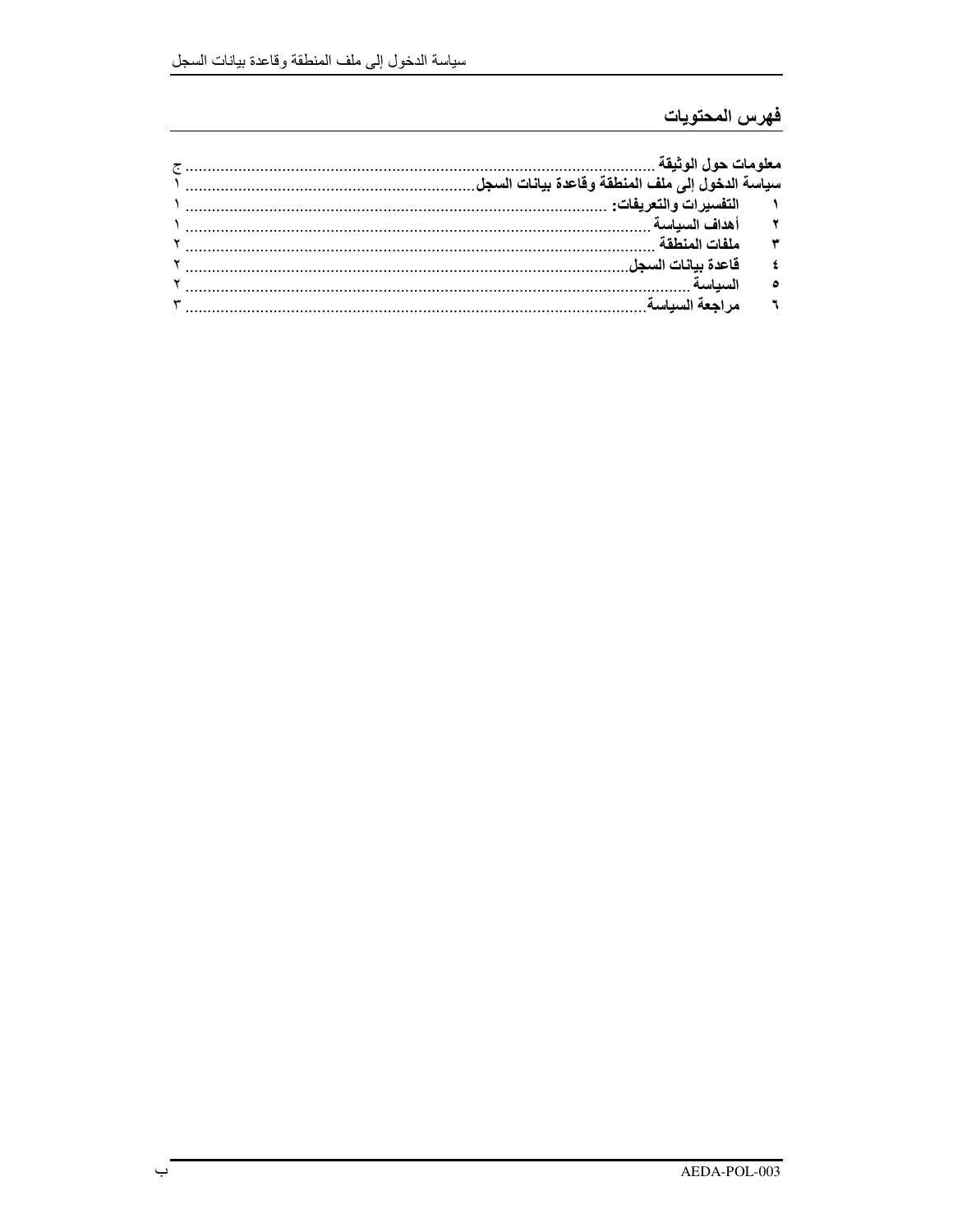## فهرس المحتويات

**معلومات حول الوثيقة** ........................................................................................................ ج

**سياسة الدخول إلى ملف المنطقة وقاعدة بيانات السجل** ................................................................ ١

**١ التفسيرات والتعريفات:** ........................................................................................................ ١

**٢ أهداف السياسة** ................................................................................................................ ١

**٣ ملفات المنطقة** ................................................................................................................ ٢

**٤ قاعدة بيانات السجل** .......................................................................................................... ٢

**٥ السياسة** ........................................................................................................................ ٢

**٦ مراجعة السياسة** ................................................................................................................ ٣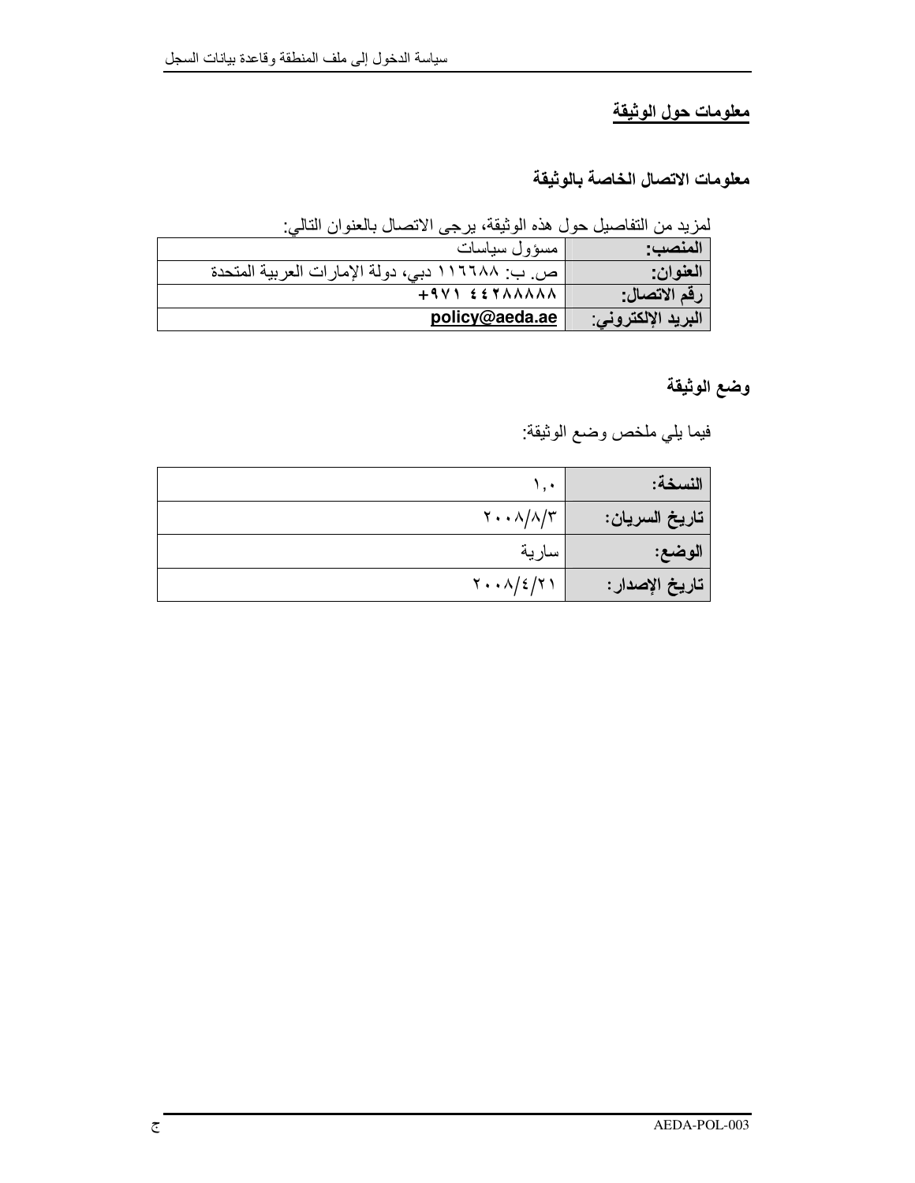## معلومات حول الوثيقة

### معلومات الاتصال الخاصة بالوثيقة

لمزيد من التفاصيل حول هذه الوثيقة، يرجى الاتصال بالعنوان التالي:

| | |
|---|---|
| **المنصب:** | مسؤول سياسات |
| **العنوان:** | ص. ب: ١١٦٦٨٨ دبي، دولة الإمارات العربية المتحدة |
| **رقم الاتصال:** | +٩٧١ ٤٤٢٨٨٨٨٨ |
| **البريد الإلكتروني:** | **policy@aeda.ae** |

### وضع الوثيقة

فيما يلي ملخص وضع الوثيقة:

| | |
|---|---|
| **النسخة:** | ١,٠ |
| **تاريخ السريان:** | ٢٠٠٨/٨/٣ |
| **الوضع:** | سارية |
| **تاريخ الإصدار:** | ٢٠٠٨/٤/٢١ |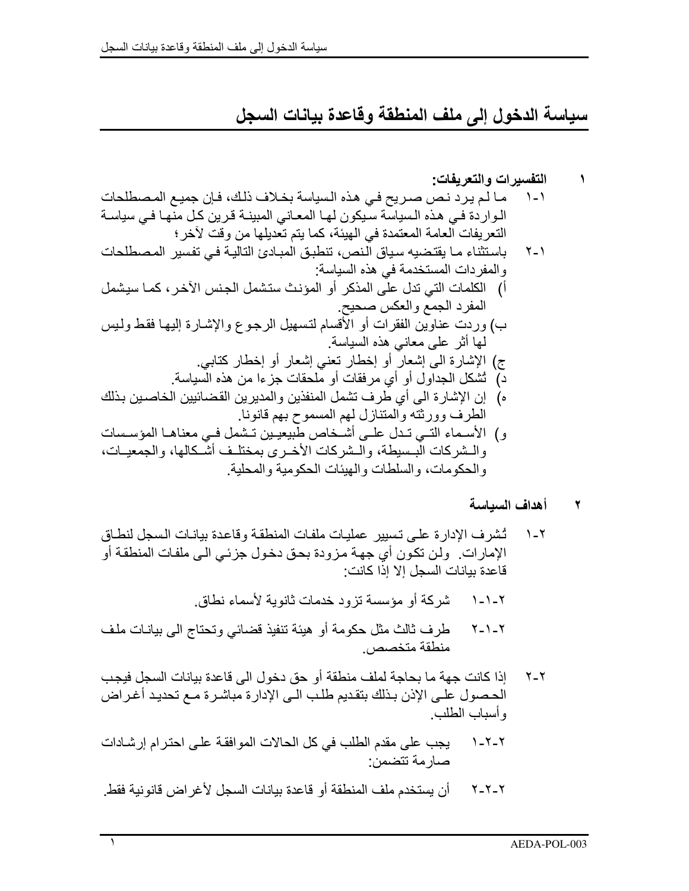# سياسة الدخول إلى ملف المنطقة وقاعدة بيانات السجل

**١ التفسيرات والتعريفات:**

١-١ ما لم يرد نص صريح في هذه السياسة بخلاف ذلك، فإن جميع المصطلحات الواردة في هذه السياسة سيكون لها المعاني المبينة قرين كل منها في سياسة التعريفات العامة المعتمدة في الهيئة، كما يتم تعديلها من وقت لآخر؛

٢-١ باستثناء ما يقتضيه سياق النص، تنطبق المبادئ التالية في تفسير المصطلحات والمفردات المستخدمة في هذه السياسة:

أ) الكلمات التي تدل على المذكر أو المؤنث ستشمل الجنس الآخر، كما سيشمل المفرد الجمع والعكس صحيح.

ب) وردت عناوين الفقرات أو الأقسام لتسهيل الرجوع والإشارة إليها فقط وليس لها أثر على معاني هذه السياسة.

ج) الإشارة الى إشعار أو إخطار تعني إشعار أو إخطار كتابي.

د) تُشكل الجداول أو أي مرفقات أو ملحقات جزءا من هذه السياسة.

ه) إن الإشارة الى أي طرف تشمل المنفذين والمديرين القضائيين الخاصين بذلك الطرف وورثته والمتنازل لهم المسموح بهم قانونا.

و) الأسماء التي تدل على أشخاص طبيعيين تشمل في معناها المؤسسات والشركات البسيطة، والشركات الأخرى بمختلف أشكالها، والجمعيات، والحكومات، والسلطات والهيئات الحكومية والمحلية.

**٢ أهداف السياسة**

١-٢ تُشرف الإدارة على تسيير عمليات ملفات المنطقة وقاعدة بيانات السجل لنطاق الإمارات. ولن تكون أي جهة مزودة بحق دخول جزئي الى ملفات المنطقة أو قاعدة بيانات السجل إلا إذا كانت:

١-١-٢ شركة أو مؤسسة تزود خدمات ثانوية لأسماء نطاق.

٢-١-٢ طرف ثالث مثل حكومة أو هيئة تنفيذ قضائي وتحتاج الى بيانات ملف منطقة متخصص.

٢-٢ إذا كانت جهة ما بحاجة لملف منطقة أو حق دخول الى قاعدة بيانات السجل فيجب الحصول على الإذن بذلك بتقديم طلب الى الإدارة مباشرة مع تحديد أغراض وأسباب الطلب.

١-٢-٢ يجب على مقدم الطلب في كل الحالات الموافقة على احترام إرشادات صارمة تتضمن:

٢-٢-٢ أن يستخدم ملف المنطقة أو قاعدة بيانات السجل لأغراض قانونية فقط.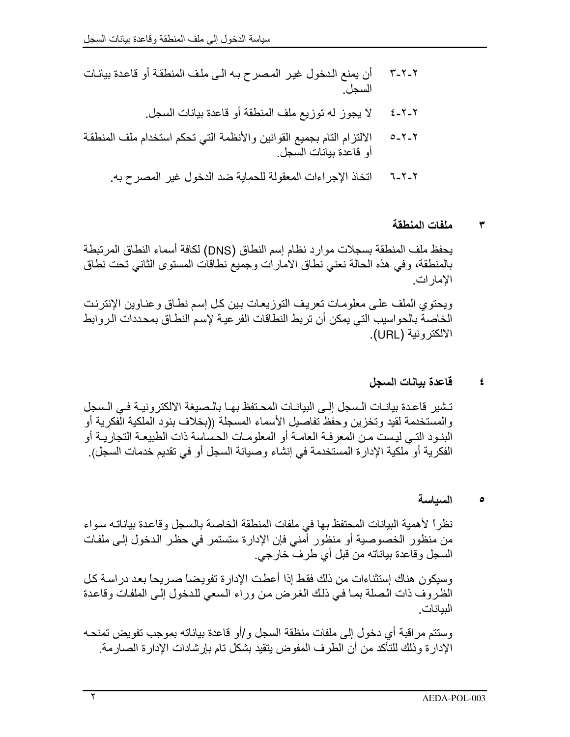٢-٢-٣ أن يمنع الدخول غير المصرح به الى ملف المنطقة أو قاعدة بيانات السجل.

٢-٢-٤ لا يجوز له توزيع ملف المنطقة أو قاعدة بيانات السجل.

٢-٢-٥ الالتزام التام بجميع القوانين والأنظمة التي تحكم استخدام ملف المنطقة أو قاعدة بيانات السجل.

٢-٢-٦ اتخاذ الإجراءات المعقولة للحماية ضد الدخول غير المصرح به.

## ٣ ملفات المنطقة

يحفظ ملف المنطقة بسجلات موارد نظام إسم النطاق (DNS) لكافة أسماء النطاق المرتبطة بالمنطقة، وفي هذه الحالة نعني نطاق الامارات وجميع نطاقات المستوى الثاني تحت نطاق الإمارات.

ويحتوي الملف على معلومات تعريف التوزيعات بين كل إسم نطاق وعناوين الإنترنت الخاصة بالحواسيب التي يمكن أن تربط النطاقات الفرعية لإسم النطاق بمحددات الروابط الالكترونية (URL).

## ٤ قاعدة بيانات السجل

تشير قاعدة بيانات السجل إلى البيانات المحتفظ بها بالصيغة الالكترونية في السجل والمستخدمة لقيد وتخزين وحفظ تفاصيل الأسماء المسجلة ((بخلاف بنود الملكية الفكرية أو البنود التي ليست من المعرفة العامة أو المعلومات الحساسة ذات الطبيعة التجارية أو الفكرية أو ملكية الإدارة المستخدمة في إنشاء وصيانة السجل أو في تقديم خدمات السجل).

## ٥ السياسة

نظراً لأهمية البيانات المحتفظ بها في ملفات المنطقة الخاصة بالسجل وقاعدة بياناته سواء من منظور الخصوصية أو منظور أمني فإن الإدارة ستستمر في حظر الدخول إلى ملفات السجل وقاعدة بياناته من قبل أي طرف خارجي.

وسيكون هناك إستثناءات من ذلك فقط إذا أعطت الإدارة تفويضاً صريحاً بعد دراسة كل الظروف ذات الصلة بما في ذلك الغرض من وراء السعي للدخول إلى الملفات وقاعدة البيانات.

وستتم مراقبة أي دخول إلى ملفات منظقة السجل و/أو قاعدة بياناته بموجب تفويض تمنحه الإدارة وذلك للتأكد من أن الطرف المفوض يتقيد بشكل تام بإرشادات الإدارة الصارمة.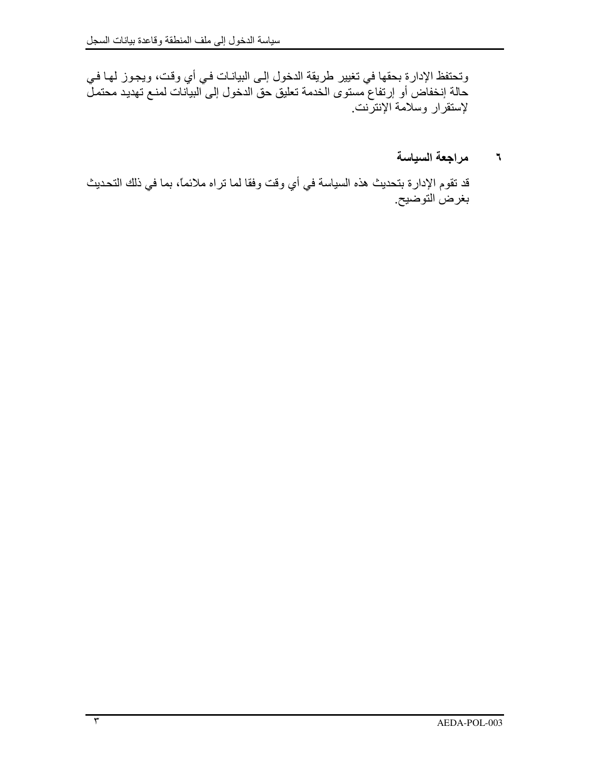وتحتفظ الإدارة بحقها في تغيير طريقة الدخول إلى البيانات في أي وقت، ويجوز لها في حالة إنخفاض أو إرتفاع مستوى الخدمة تعليق حق الدخول إلى البيانات لمنع تهديد محتمل لإستقرار وسلامة الإنترنت.

## ٦ مراجعة السياسة

قد تقوم الإدارة بتحديث هذه السياسة في أي وقت وفقا لما تراه ملائماً، بما في ذلك التحديث بغرض التوضيح.